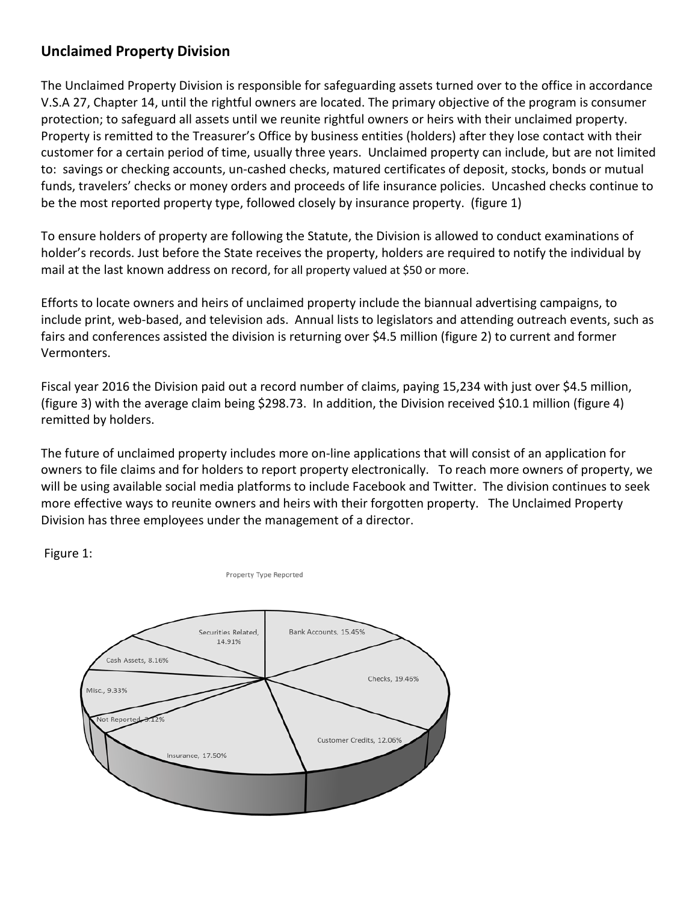## Unclaimed Property Division

The Unclaimed Property Division is responsible for safeguarding assets turned over to the office in accordance V.S.A 27, Chapter 14, until the rightful owners are located. The primary objective of the program is consumer protection; to safeguard all assets until we reunite rightful owners or heirs with their unclaimed property. Property is remitted to the Treasurer's Office by business entities (holders) after they lose contact with their customer for a certain period of time, usually three years. Unclaimed property can include, but are not limited to: savings or checking accounts, un-cashed checks, matured certificates of deposit, stocks, bonds or mutual funds, travelers' checks or money orders and proceeds of life insurance policies. Uncashed checks continue to be the most reported property type, followed closely by insurance property. (figure 1)

To ensure holders of property are following the Statute, the Division is allowed to conduct examinations of holder's records. Just before the State receives the property, holders are required to notify the individual by mail at the last known address on record, for all property valued at $50 or more.

Efforts to locate owners and heirs of unclaimed property include the biannual advertising campaigns, to include print, web-based, and television ads. Annual lists to legislators and attending outreach events, such as fairs and conferences assisted the division is returning over $4.5 million (figure 2) to current and former Vermonters.

Fiscal year 2016 the Division paid out a record number of claims, paying 15,234 with just over $4.5 million, (figure 3) with the average claim being $298.73. In addition, the Division received $10.1 million (figure 4) remitted by holders.

The future of unclaimed property includes more on-line applications that will consist of an application for owners to file claims and for holders to report property electronically. To reach more owners of property, we will be using available social media platforms to include Facebook and Twitter. The division continues to seek more effective ways to reunite owners and heirs with their forgotten property. The Unclaimed Property Division has three employees under the management of a director.

Figure 1:

Property Type Reported

| Property Type | Percentage |
|---|---|
| Bank Accounts | 15.45% |
| Checks | 19.46% |
| Customer Credits | 12.06% |
| Insurance | 17.50% |
| Not Reported | 3.12% |
| Misc. | 9.33% |
| Cash Assets | 8.16% |
| Securities Related | 14.91% |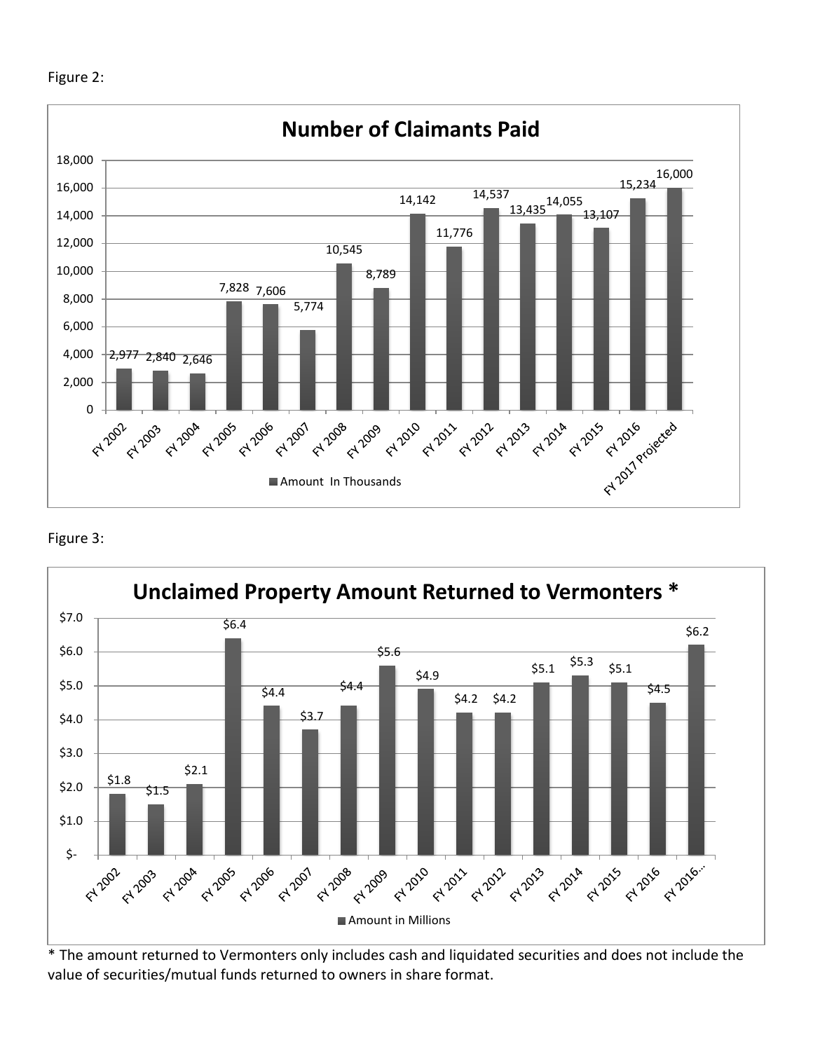Figure 2:

**Number of Claimants Paid**

| Fiscal Year | Amount In Thousands |
|---|---|
| FY 2002 | 2,977 |
| FY 2003 | 2,840 |
| FY 2004 | 2,646 |
| FY 2005 | 7,828 |
| FY 2006 | 7,606 |
| FY 2007 | 5,774 |
| FY 2008 | 10,545 |
| FY 2009 | 8,789 |
| FY 2010 | 14,142 |
| FY 2011 | 11,776 |
| FY 2012 | 14,537 |
| FY 2013 | 13,435 |
| FY 2014 | 14,055 |
| FY 2015 | 13,107 |
| FY 2016 | 15,234 |
| FY 2017 Projected | 16,000 |

Figure 3:

**Unclaimed Property Amount Returned to Vermonters \***

| Fiscal Year | Amount in Millions |
|---|---|
| FY 2002 | $1.8 |
| FY 2003 | $1.5 |
| FY 2004 | $2.1 |
| FY 2005 | $6.4 |
| FY 2006 | $4.4 |
| FY 2007 | $3.7 |
| FY 2008 | $4.4 |
| FY 2009 | $5.6 |
| FY 2010 | $4.9 |
| FY 2011 | $4.2 |
| FY 2012 | $4.2 |
| FY 2013 | $5.1 |
| FY 2014 | $5.3 |
| FY 2015 | $5.1 |
| FY 2016 | $4.5 |
| FY 2016... | $6.2 |

\* The amount returned to Vermonters only includes cash and liquidated securities and does not include the value of securities/mutual funds returned to owners in share format.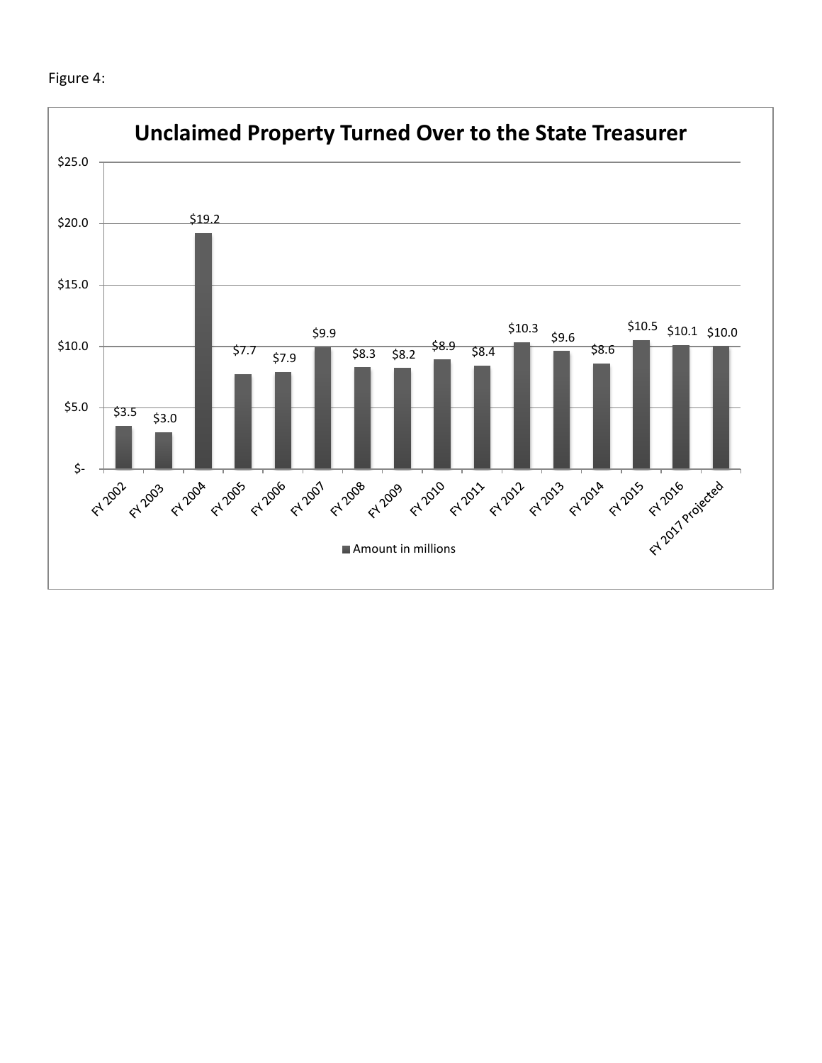Figure 4:

**Unclaimed Property Turned Over to the State Treasurer**

$25.0
$20.0
$15.0
$10.0
$5.0
$-

$3.5 $3.0 $19.2 $7.7 $7.9 $9.9 $8.3 $8.2 $8.9 $8.4 $10.3 $9.6 $8.6 $10.5 $10.1 $10.0

FY 2002, FY 2003, FY 2004, FY 2005, FY 2006, FY 2007, FY 2008, FY 2009, FY 2010, FY 2011, FY 2012, FY 2013, FY 2014, FY 2015, FY 2016, FY 2017 Projected

Amount in millions